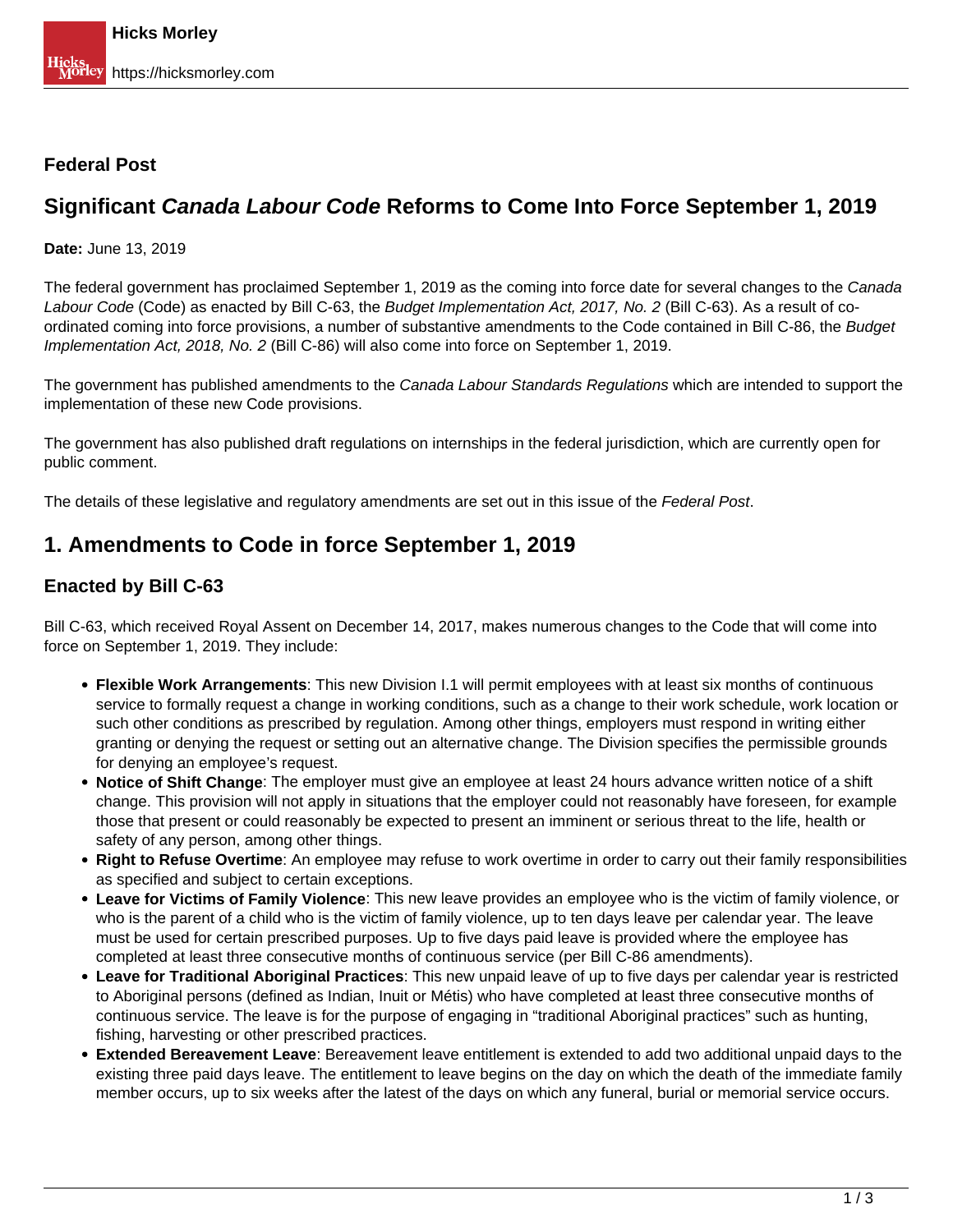**Federal Post**

# Significant *Canada Labour Code* Reforms to Come Into Force September 1, 2019

**Date:** June 13, 2019

The federal government has proclaimed September 1, 2019 as the coming into force date for several changes to the *Canada Labour Code* (Code) as enacted by Bill C-63, the *Budget Implementation Act, 2017, No. 2* (Bill C-63). As a result of co-ordinated coming into force provisions, a number of substantive amendments to the Code contained in Bill C-86, the *Budget Implementation Act, 2018, No. 2* (Bill C-86) will also come into force on September 1, 2019.

The government has published amendments to the *Canada Labour Standards Regulations* which are intended to support the implementation of these new Code provisions.

The government has also published draft regulations on internships in the federal jurisdiction, which are currently open for public comment.

The details of these legislative and regulatory amendments are set out in this issue of the *Federal Post*.

## 1. Amendments to Code in force September 1, 2019

### Enacted by Bill C-63

Bill C-63, which received Royal Assent on December 14, 2017, makes numerous changes to the Code that will come into force on September 1, 2019. They include:

- **Flexible Work Arrangements**: This new Division I.1 will permit employees with at least six months of continuous service to formally request a change in working conditions, such as a change to their work schedule, work location or such other conditions as prescribed by regulation. Among other things, employers must respond in writing either granting or denying the request or setting out an alternative change. The Division specifies the permissible grounds for denying an employee's request.
- **Notice of Shift Change**: The employer must give an employee at least 24 hours advance written notice of a shift change. This provision will not apply in situations that the employer could not reasonably have foreseen, for example those that present or could reasonably be expected to present an imminent or serious threat to the life, health or safety of any person, among other things.
- **Right to Refuse Overtime**: An employee may refuse to work overtime in order to carry out their family responsibilities as specified and subject to certain exceptions.
- **Leave for Victims of Family Violence**: This new leave provides an employee who is the victim of family violence, or who is the parent of a child who is the victim of family violence, up to ten days leave per calendar year. The leave must be used for certain prescribed purposes. Up to five days paid leave is provided where the employee has completed at least three consecutive months of continuous service (per Bill C-86 amendments).
- **Leave for Traditional Aboriginal Practices**: This new unpaid leave of up to five days per calendar year is restricted to Aboriginal persons (defined as Indian, Inuit or Métis) who have completed at least three consecutive months of continuous service. The leave is for the purpose of engaging in "traditional Aboriginal practices" such as hunting, fishing, harvesting or other prescribed practices.
- **Extended Bereavement Leave**: Bereavement leave entitlement is extended to add two additional unpaid days to the existing three paid days leave. The entitlement to leave begins on the day on which the death of the immediate family member occurs, up to six weeks after the latest of the days on which any funeral, burial or memorial service occurs.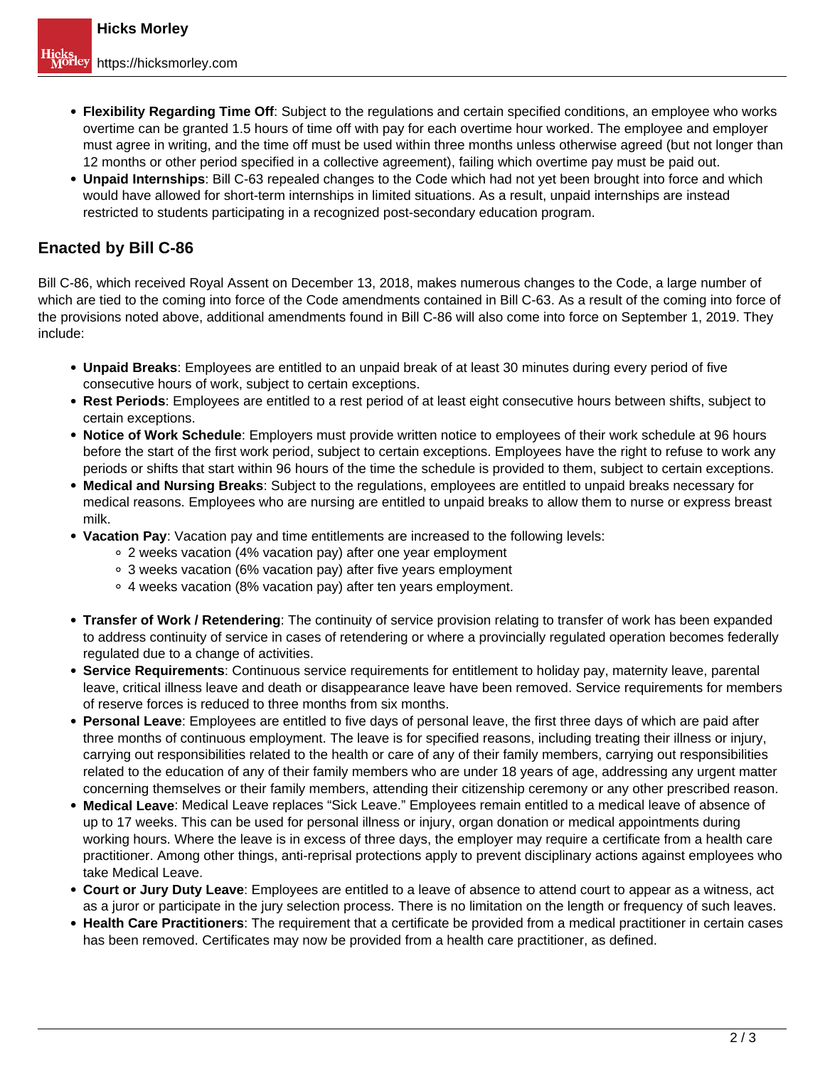- **Flexibility Regarding Time Off**: Subject to the regulations and certain specified conditions, an employee who works overtime can be granted 1.5 hours of time off with pay for each overtime hour worked. The employee and employer must agree in writing, and the time off must be used within three months unless otherwise agreed (but not longer than 12 months or other period specified in a collective agreement), failing which overtime pay must be paid out.
- **Unpaid Internships**: Bill C-63 repealed changes to the Code which had not yet been brought into force and which would have allowed for short-term internships in limited situations. As a result, unpaid internships are instead restricted to students participating in a recognized post-secondary education program.

## Enacted by Bill C-86

Bill C-86, which received Royal Assent on December 13, 2018, makes numerous changes to the Code, a large number of which are tied to the coming into force of the Code amendments contained in Bill C-63. As a result of the coming into force of the provisions noted above, additional amendments found in Bill C-86 will also come into force on September 1, 2019. They include:

- **Unpaid Breaks**: Employees are entitled to an unpaid break of at least 30 minutes during every period of five consecutive hours of work, subject to certain exceptions.
- **Rest Periods**: Employees are entitled to a rest period of at least eight consecutive hours between shifts, subject to certain exceptions.
- **Notice of Work Schedule**: Employers must provide written notice to employees of their work schedule at 96 hours before the start of the first work period, subject to certain exceptions. Employees have the right to refuse to work any periods or shifts that start within 96 hours of the time the schedule is provided to them, subject to certain exceptions.
- **Medical and Nursing Breaks**: Subject to the regulations, employees are entitled to unpaid breaks necessary for medical reasons. Employees who are nursing are entitled to unpaid breaks to allow them to nurse or express breast milk.
- **Vacation Pay**: Vacation pay and time entitlements are increased to the following levels:
  - 2 weeks vacation (4% vacation pay) after one year employment
  - 3 weeks vacation (6% vacation pay) after five years employment
  - 4 weeks vacation (8% vacation pay) after ten years employment.
- **Transfer of Work / Retendering**: The continuity of service provision relating to transfer of work has been expanded to address continuity of service in cases of retendering or where a provincially regulated operation becomes federally regulated due to a change of activities.
- **Service Requirements**: Continuous service requirements for entitlement to holiday pay, maternity leave, parental leave, critical illness leave and death or disappearance leave have been removed. Service requirements for members of reserve forces is reduced to three months from six months.
- **Personal Leave**: Employees are entitled to five days of personal leave, the first three days of which are paid after three months of continuous employment. The leave is for specified reasons, including treating their illness or injury, carrying out responsibilities related to the health or care of any of their family members, carrying out responsibilities related to the education of any of their family members who are under 18 years of age, addressing any urgent matter concerning themselves or their family members, attending their citizenship ceremony or any other prescribed reason.
- **Medical Leave**: Medical Leave replaces "Sick Leave." Employees remain entitled to a medical leave of absence of up to 17 weeks. This can be used for personal illness or injury, organ donation or medical appointments during working hours. Where the leave is in excess of three days, the employer may require a certificate from a health care practitioner. Among other things, anti-reprisal protections apply to prevent disciplinary actions against employees who take Medical Leave.
- **Court or Jury Duty Leave**: Employees are entitled to a leave of absence to attend court to appear as a witness, act as a juror or participate in the jury selection process. There is no limitation on the length or frequency of such leaves.
- **Health Care Practitioners**: The requirement that a certificate be provided from a medical practitioner in certain cases has been removed. Certificates may now be provided from a health care practitioner, as defined.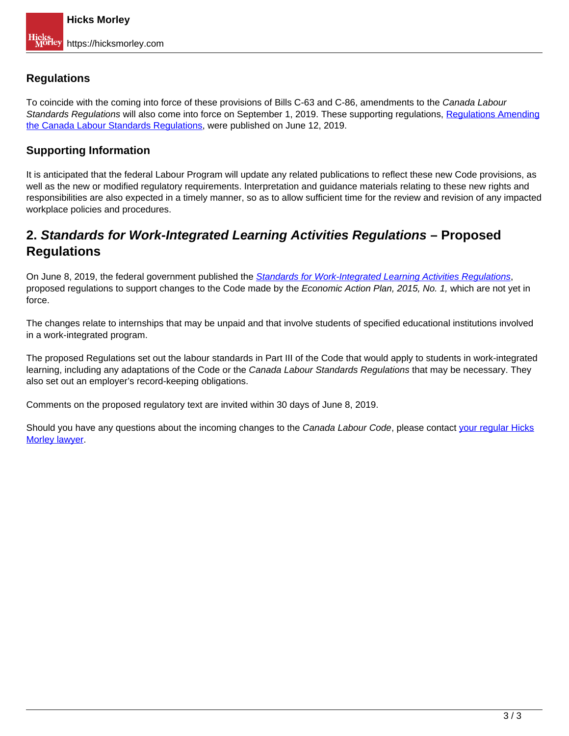### Regulations

To coincide with the coming into force of these provisions of Bills C-63 and C-86, amendments to the *Canada Labour Standards Regulations* will also come into force on September 1, 2019. These supporting regulations, Regulations Amending the Canada Labour Standards Regulations, were published on June 12, 2019.

### Supporting Information

It is anticipated that the federal Labour Program will update any related publications to reflect these new Code provisions, as well as the new or modified regulatory requirements. Interpretation and guidance materials relating to these new rights and responsibilities are also expected in a timely manner, so as to allow sufficient time for the review and revision of any impacted workplace policies and procedures.

## 2. *Standards for Work-Integrated Learning Activities Regulations* – Proposed Regulations

On June 8, 2019, the federal government published the *Standards for Work-Integrated Learning Activities Regulations*, proposed regulations to support changes to the Code made by the *Economic Action Plan, 2015, No. 1,* which are not yet in force.

The changes relate to internships that may be unpaid and that involve students of specified educational institutions involved in a work-integrated program.

The proposed Regulations set out the labour standards in Part III of the Code that would apply to students in work-integrated learning, including any adaptations of the Code or the *Canada Labour Standards Regulations* that may be necessary. They also set out an employer's record-keeping obligations.

Comments on the proposed regulatory text are invited within 30 days of June 8, 2019.

Should you have any questions about the incoming changes to the *Canada Labour Code*, please contact your regular Hicks Morley lawyer.